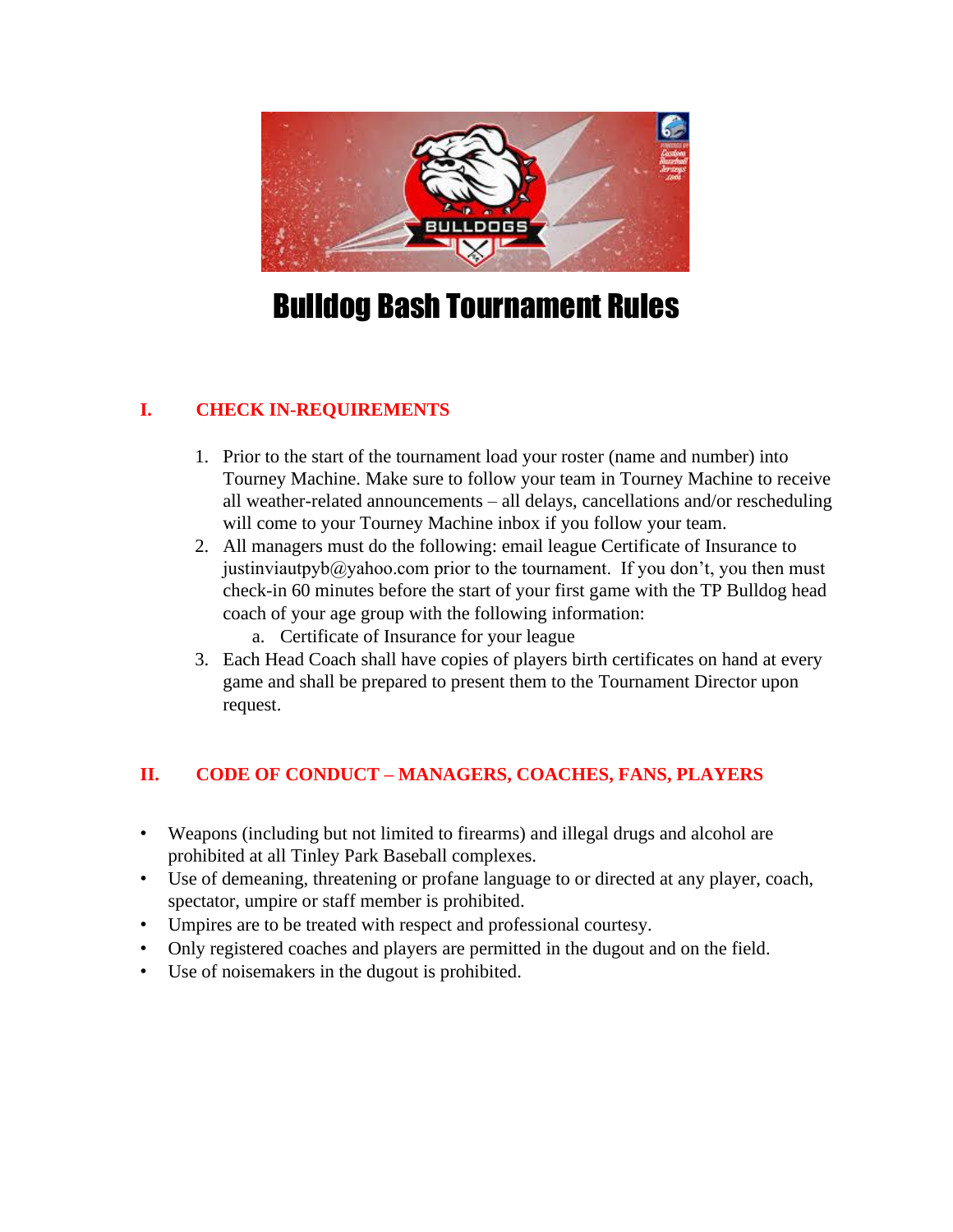# Bulldog Bash Tournament Rules

## I. CHECK IN-REQUIREMENTS

1. Prior to the start of the tournament load your roster (name and number) into Tourney Machine. Make sure to follow your team in Tourney Machine to receive all weather-related announcements – all delays, cancellations and/or rescheduling will come to your Tourney Machine inbox if you follow your team.
2. All managers must do the following: email league Certificate of Insurance to justinviautpyb@yahoo.com prior to the tournament. If you don't, you then must check-in 60 minutes before the start of your first game with the TP Bulldog head coach of your age group with the following information:
   a. Certificate of Insurance for your league
3. Each Head Coach shall have copies of players birth certificates on hand at every game and shall be prepared to present them to the Tournament Director upon request.

## II. CODE OF CONDUCT – MANAGERS, COACHES, FANS, PLAYERS

- Weapons (including but not limited to firearms) and illegal drugs and alcohol are prohibited at all Tinley Park Baseball complexes.
- Use of demeaning, threatening or profane language to or directed at any player, coach, spectator, umpire or staff member is prohibited.
- Umpires are to be treated with respect and professional courtesy.
- Only registered coaches and players are permitted in the dugout and on the field.
- Use of noisemakers in the dugout is prohibited.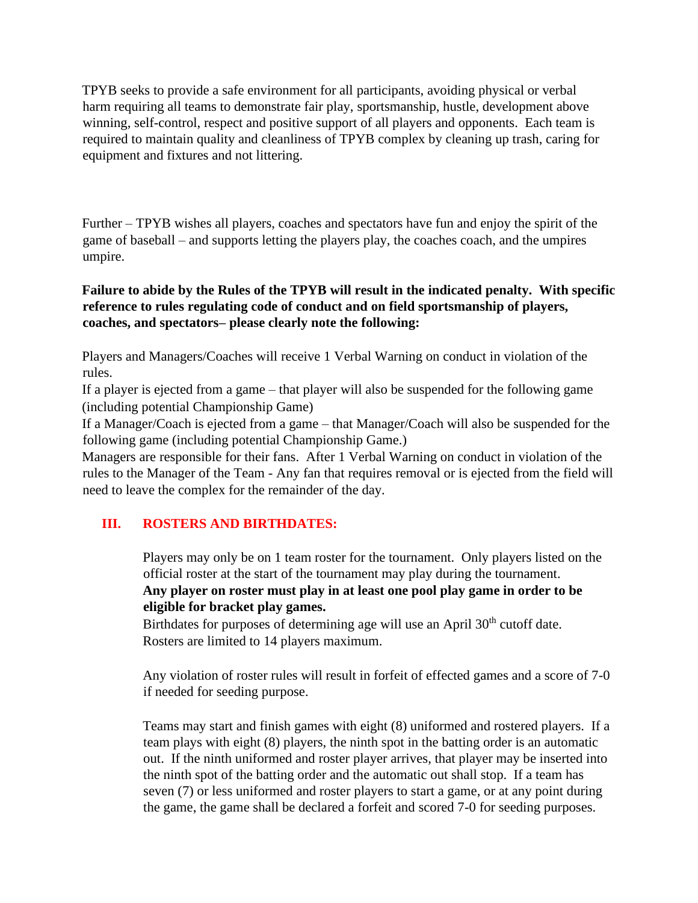TPYB seeks to provide a safe environment for all participants, avoiding physical or verbal harm requiring all teams to demonstrate fair play, sportsmanship, hustle, development above winning, self-control, respect and positive support of all players and opponents. Each team is required to maintain quality and cleanliness of TPYB complex by cleaning up trash, caring for equipment and fixtures and not littering.

Further – TPYB wishes all players, coaches and spectators have fun and enjoy the spirit of the game of baseball – and supports letting the players play, the coaches coach, and the umpires umpire.

**Failure to abide by the Rules of the TPYB will result in the indicated penalty. With specific reference to rules regulating code of conduct and on field sportsmanship of players, coaches, and spectators– please clearly note the following:**

Players and Managers/Coaches will receive 1 Verbal Warning on conduct in violation of the rules.
If a player is ejected from a game – that player will also be suspended for the following game (including potential Championship Game)
If a Manager/Coach is ejected from a game – that Manager/Coach will also be suspended for the following game (including potential Championship Game.)
Managers are responsible for their fans. After 1 Verbal Warning on conduct in violation of the rules to the Manager of the Team - Any fan that requires removal or is ejected from the field will need to leave the complex for the remainder of the day.

## III. ROSTERS AND BIRTHDATES:

Players may only be on 1 team roster for the tournament. Only players listed on the official roster at the start of the tournament may play during the tournament.
**Any player on roster must play in at least one pool play game in order to be eligible for bracket play games.**
Birthdates for purposes of determining age will use an April 30th cutoff date.
Rosters are limited to 14 players maximum.

Any violation of roster rules will result in forfeit of effected games and a score of 7-0 if needed for seeding purpose.

Teams may start and finish games with eight (8) uniformed and rostered players. If a team plays with eight (8) players, the ninth spot in the batting order is an automatic out. If the ninth uniformed and roster player arrives, that player may be inserted into the ninth spot of the batting order and the automatic out shall stop. If a team has seven (7) or less uniformed and roster players to start a game, or at any point during the game, the game shall be declared a forfeit and scored 7-0 for seeding purposes.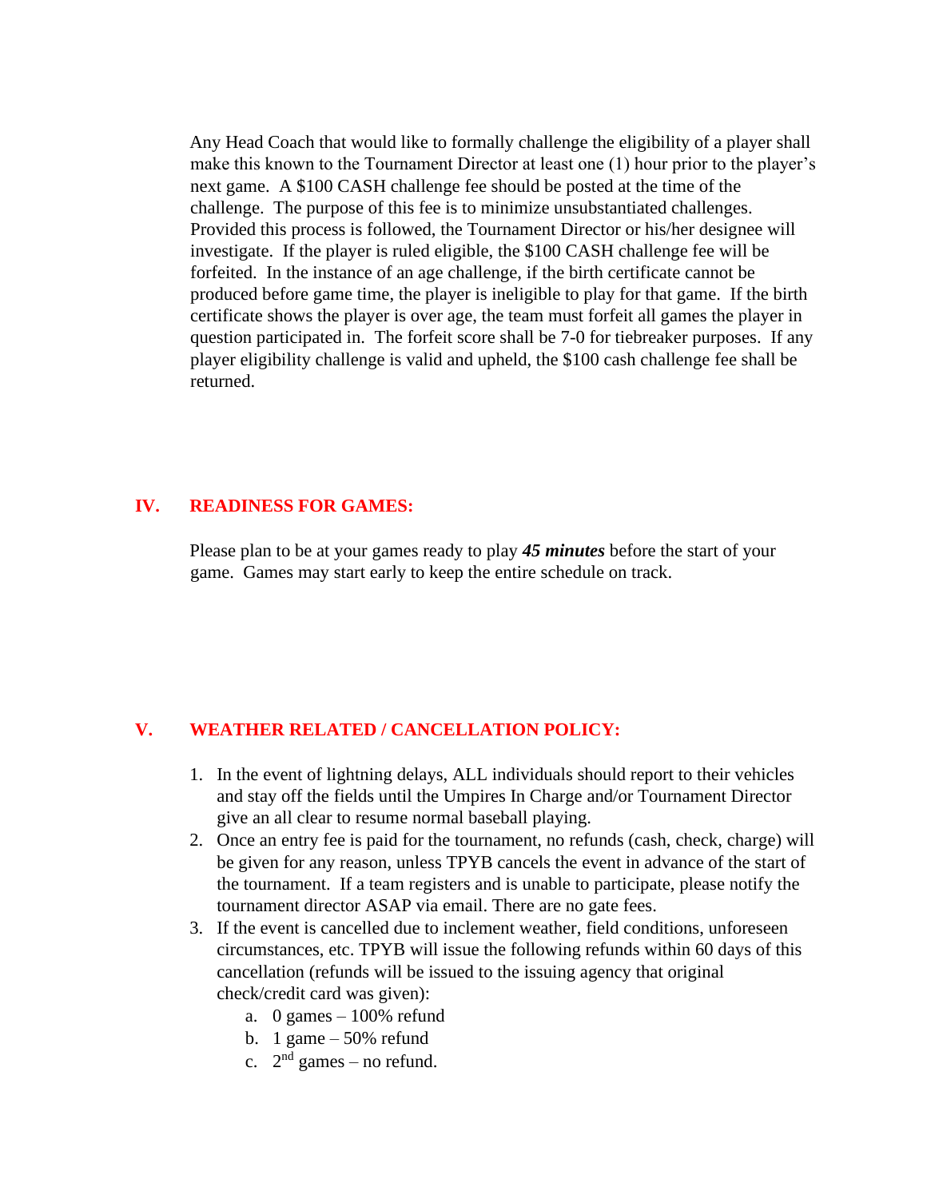Any Head Coach that would like to formally challenge the eligibility of a player shall make this known to the Tournament Director at least one (1) hour prior to the player's next game. A $100 CASH challenge fee should be posted at the time of the challenge. The purpose of this fee is to minimize unsubstantiated challenges. Provided this process is followed, the Tournament Director or his/her designee will investigate. If the player is ruled eligible, the $100 CASH challenge fee will be forfeited. In the instance of an age challenge, if the birth certificate cannot be produced before game time, the player is ineligible to play for that game. If the birth certificate shows the player is over age, the team must forfeit all games the player in question participated in. The forfeit score shall be 7-0 for tiebreaker purposes. If any player eligibility challenge is valid and upheld, the $100 cash challenge fee shall be returned.

## IV. READINESS FOR GAMES:

Please plan to be at your games ready to play ***45 minutes*** before the start of your game. Games may start early to keep the entire schedule on track.

## V. WEATHER RELATED / CANCELLATION POLICY:

1. In the event of lightning delays, ALL individuals should report to their vehicles and stay off the fields until the Umpires In Charge and/or Tournament Director give an all clear to resume normal baseball playing.
2. Once an entry fee is paid for the tournament, no refunds (cash, check, charge) will be given for any reason, unless TPYB cancels the event in advance of the start of the tournament. If a team registers and is unable to participate, please notify the tournament director ASAP via email. There are no gate fees.
3. If the event is cancelled due to inclement weather, field conditions, unforeseen circumstances, etc. TPYB will issue the following refunds within 60 days of this cancellation (refunds will be issued to the issuing agency that original check/credit card was given):
   a. 0 games – 100% refund
   b. 1 game – 50% refund
   c. 2nd games – no refund.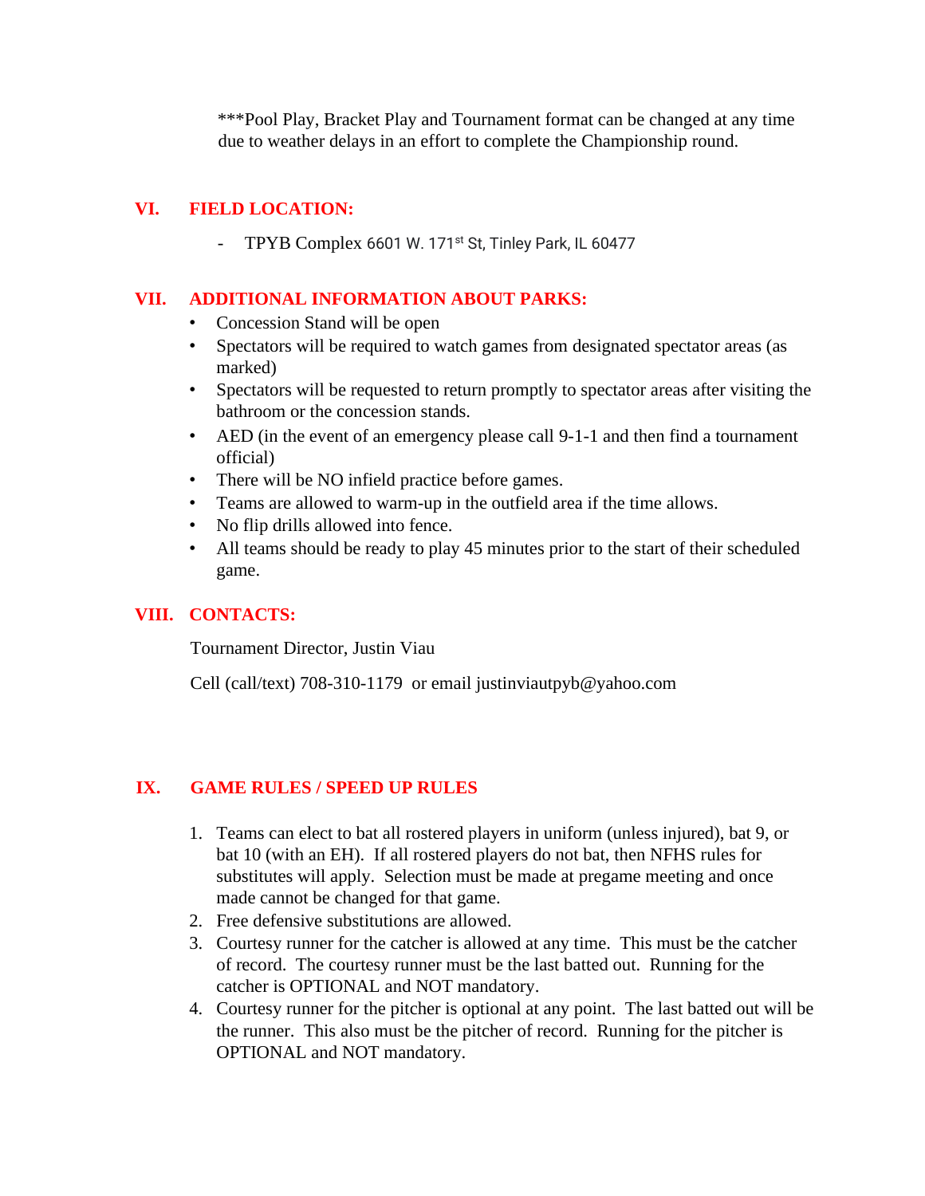***Pool Play, Bracket Play and Tournament format can be changed at any time due to weather delays in an effort to complete the Championship round.

## VI. FIELD LOCATION:

- TPYB Complex 6601 W. 171st St, Tinley Park, IL 60477

## VII. ADDITIONAL INFORMATION ABOUT PARKS:

- Concession Stand will be open
- Spectators will be required to watch games from designated spectator areas (as marked)
- Spectators will be requested to return promptly to spectator areas after visiting the bathroom or the concession stands.
- AED (in the event of an emergency please call 9-1-1 and then find a tournament official)
- There will be NO infield practice before games.
- Teams are allowed to warm-up in the outfield area if the time allows.
- No flip drills allowed into fence.
- All teams should be ready to play 45 minutes prior to the start of their scheduled game.

## VIII. CONTACTS:

Tournament Director, Justin Viau

Cell (call/text) 708-310-1179 or email justinviautpyb@yahoo.com

## IX. GAME RULES / SPEED UP RULES

1. Teams can elect to bat all rostered players in uniform (unless injured), bat 9, or bat 10 (with an EH). If all rostered players do not bat, then NFHS rules for substitutes will apply. Selection must be made at pregame meeting and once made cannot be changed for that game.
2. Free defensive substitutions are allowed.
3. Courtesy runner for the catcher is allowed at any time. This must be the catcher of record. The courtesy runner must be the last batted out. Running for the catcher is OPTIONAL and NOT mandatory.
4. Courtesy runner for the pitcher is optional at any point. The last batted out will be the runner. This also must be the pitcher of record. Running for the pitcher is OPTIONAL and NOT mandatory.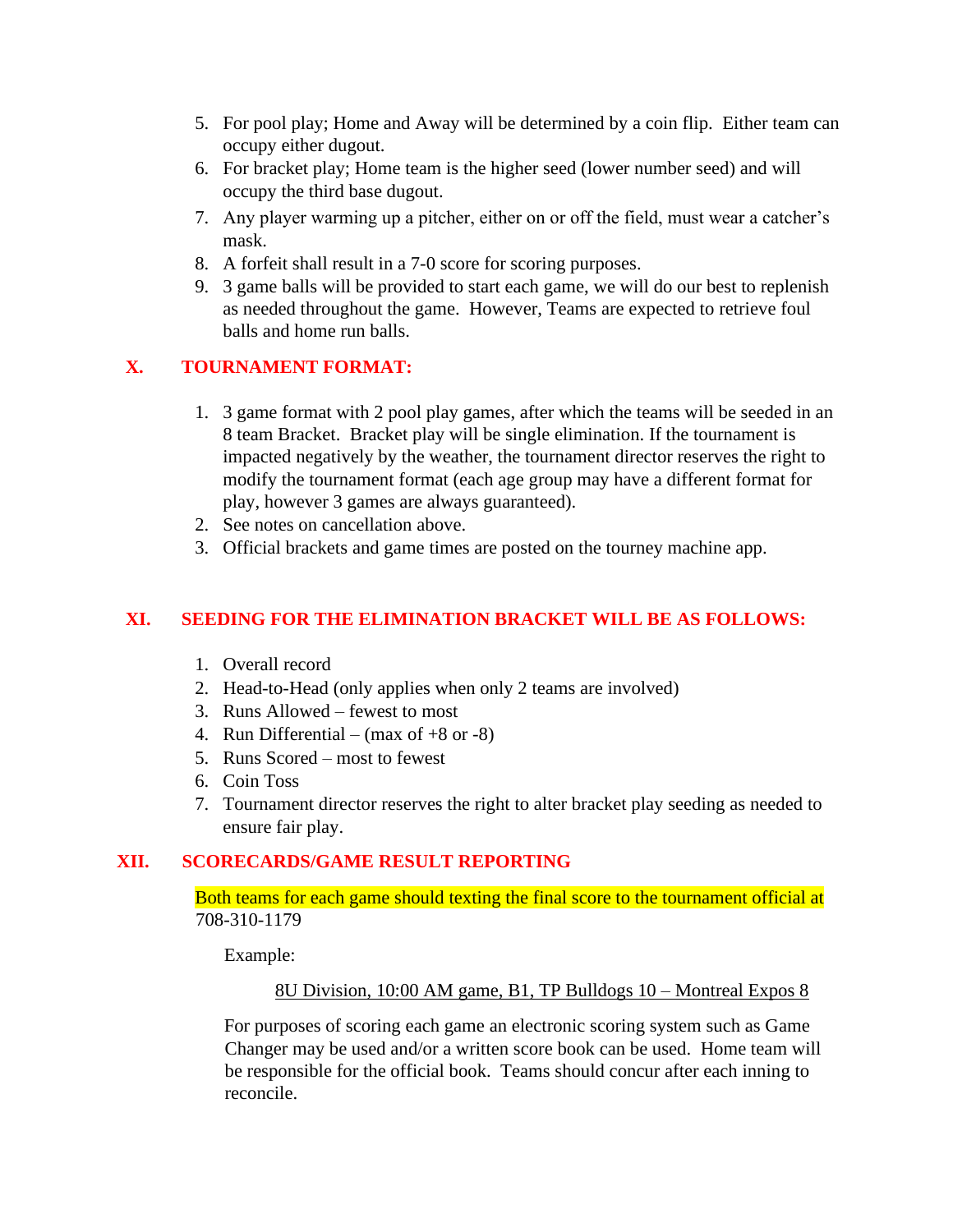5. For pool play; Home and Away will be determined by a coin flip. Either team can occupy either dugout.
6. For bracket play; Home team is the higher seed (lower number seed) and will occupy the third base dugout.
7. Any player warming up a pitcher, either on or off the field, must wear a catcher's mask.
8. A forfeit shall result in a 7-0 score for scoring purposes.
9. 3 game balls will be provided to start each game, we will do our best to replenish as needed throughout the game. However, Teams are expected to retrieve foul balls and home run balls.

## X. TOURNAMENT FORMAT:

1. 3 game format with 2 pool play games, after which the teams will be seeded in an 8 team Bracket. Bracket play will be single elimination. If the tournament is impacted negatively by the weather, the tournament director reserves the right to modify the tournament format (each age group may have a different format for play, however 3 games are always guaranteed).
2. See notes on cancellation above.
3. Official brackets and game times are posted on the tourney machine app.

## XI. SEEDING FOR THE ELIMINATION BRACKET WILL BE AS FOLLOWS:

1. Overall record
2. Head-to-Head (only applies when only 2 teams are involved)
3. Runs Allowed – fewest to most
4. Run Differential – (max of +8 or -8)
5. Runs Scored – most to fewest
6. Coin Toss
7. Tournament director reserves the right to alter bracket play seeding as needed to ensure fair play.

## XII. SCORECARDS/GAME RESULT REPORTING

Both teams for each game should texting the final score to the tournament official at 708-310-1179

Example:

8U Division, 10:00 AM game, B1, TP Bulldogs 10 – Montreal Expos 8

For purposes of scoring each game an electronic scoring system such as Game Changer may be used and/or a written score book can be used. Home team will be responsible for the official book. Teams should concur after each inning to reconcile.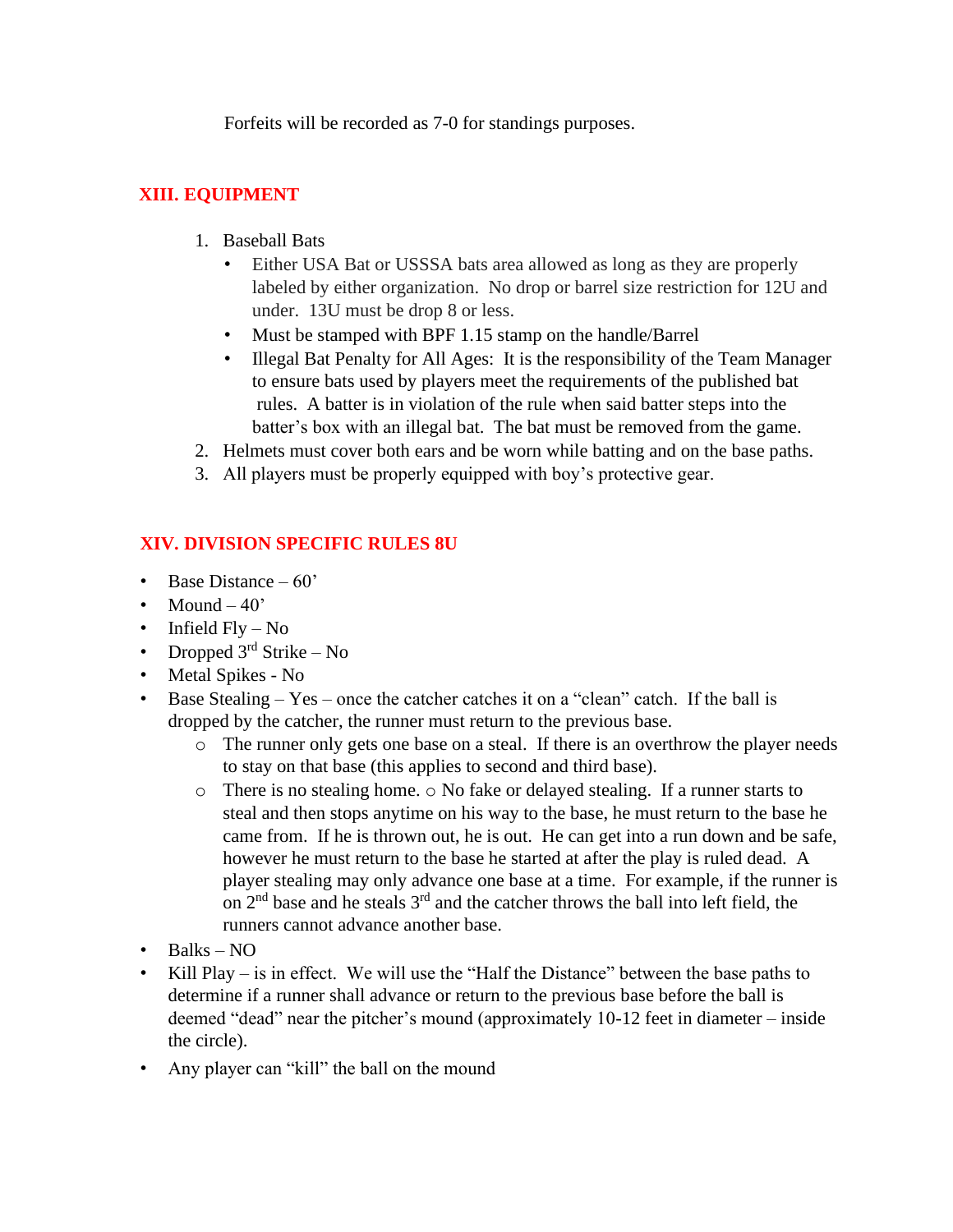Forfeits will be recorded as 7-0 for standings purposes.

## XIII. EQUIPMENT

1. Baseball Bats
   - Either USA Bat or USSSA bats area allowed as long as they are properly labeled by either organization. No drop or barrel size restriction for 12U and under. 13U must be drop 8 or less.
   - Must be stamped with BPF 1.15 stamp on the handle/Barrel
   - Illegal Bat Penalty for All Ages: It is the responsibility of the Team Manager to ensure bats used by players meet the requirements of the published bat rules. A batter is in violation of the rule when said batter steps into the batter's box with an illegal bat. The bat must be removed from the game.
2. Helmets must cover both ears and be worn while batting and on the base paths.
3. All players must be properly equipped with boy's protective gear.

## XIV. DIVISION SPECIFIC RULES 8U

- Base Distance – 60'
- Mound – 40'
- Infield Fly – No
- Dropped 3rd Strike – No
- Metal Spikes - No
- Base Stealing – Yes – once the catcher catches it on a "clean" catch. If the ball is dropped by the catcher, the runner must return to the previous base.
  - The runner only gets one base on a steal. If there is an overthrow the player needs to stay on that base (this applies to second and third base).
  - There is no stealing home. ○ No fake or delayed stealing. If a runner starts to steal and then stops anytime on his way to the base, he must return to the base he came from. If he is thrown out, he is out. He can get into a run down and be safe, however he must return to the base he started at after the play is ruled dead. A player stealing may only advance one base at a time. For example, if the runner is on 2nd base and he steals 3rd and the catcher throws the ball into left field, the runners cannot advance another base.
- Balks – NO
- Kill Play – is in effect. We will use the "Half the Distance" between the base paths to determine if a runner shall advance or return to the previous base before the ball is deemed "dead" near the pitcher's mound (approximately 10-12 feet in diameter – inside the circle).
- Any player can "kill" the ball on the mound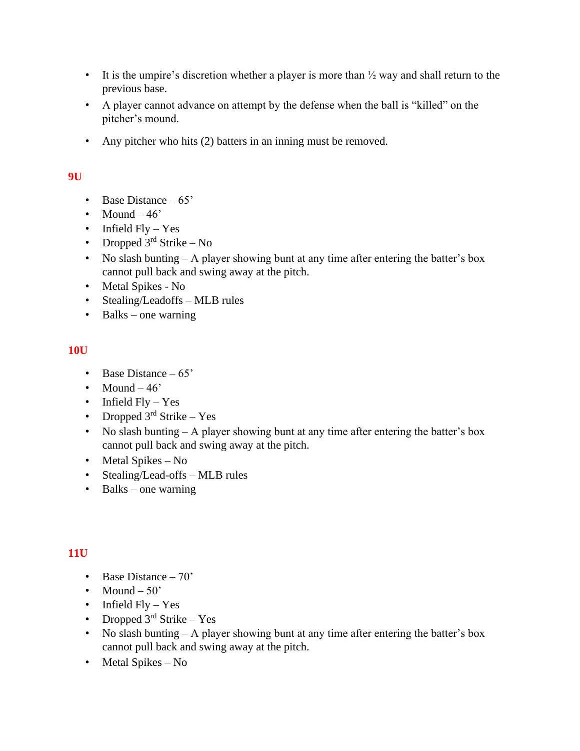- It is the umpire's discretion whether a player is more than ½ way and shall return to the previous base.
- A player cannot advance on attempt by the defense when the ball is "killed" on the pitcher's mound.
- Any pitcher who hits (2) batters in an inning must be removed.

## 9U

- Base Distance – 65'
- Mound – 46'
- Infield Fly – Yes
- Dropped 3rd Strike – No
- No slash bunting – A player showing bunt at any time after entering the batter's box cannot pull back and swing away at the pitch.
- Metal Spikes - No
- Stealing/Leadoffs – MLB rules
- Balks – one warning

## 10U

- Base Distance – 65'
- Mound – 46'
- Infield Fly – Yes
- Dropped 3rd Strike – Yes
- No slash bunting – A player showing bunt at any time after entering the batter's box cannot pull back and swing away at the pitch.
- Metal Spikes – No
- Stealing/Lead-offs – MLB rules
- Balks – one warning

## 11U

- Base Distance – 70'
- Mound – 50'
- Infield Fly – Yes
- Dropped 3rd Strike – Yes
- No slash bunting – A player showing bunt at any time after entering the batter's box cannot pull back and swing away at the pitch.
- Metal Spikes – No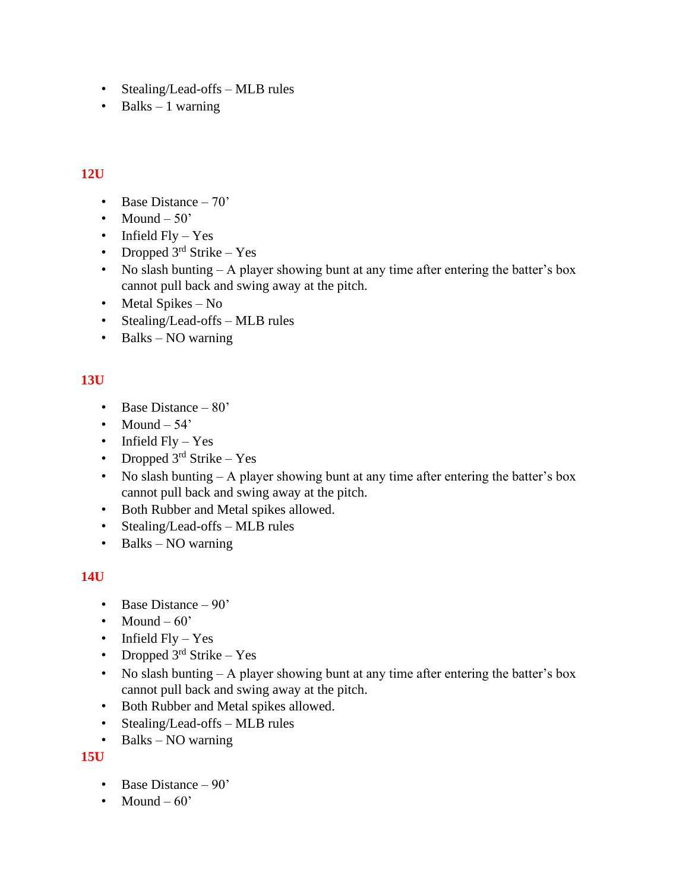- Stealing/Lead-offs – MLB rules
- Balks – 1 warning

### 12U

- Base Distance – 70'
- Mound – 50'
- Infield Fly – Yes
- Dropped 3rd Strike – Yes
- No slash bunting – A player showing bunt at any time after entering the batter's box cannot pull back and swing away at the pitch.
- Metal Spikes – No
- Stealing/Lead-offs – MLB rules
- Balks – NO warning

### 13U

- Base Distance – 80'
- Mound – 54'
- Infield Fly – Yes
- Dropped 3rd Strike – Yes
- No slash bunting – A player showing bunt at any time after entering the batter's box cannot pull back and swing away at the pitch.
- Both Rubber and Metal spikes allowed.
- Stealing/Lead-offs – MLB rules
- Balks – NO warning

### 14U

- Base Distance – 90'
- Mound – 60'
- Infield Fly – Yes
- Dropped 3rd Strike – Yes
- No slash bunting – A player showing bunt at any time after entering the batter's box cannot pull back and swing away at the pitch.
- Both Rubber and Metal spikes allowed.
- Stealing/Lead-offs – MLB rules
- Balks – NO warning

### 15U

- Base Distance – 90'
- Mound – 60'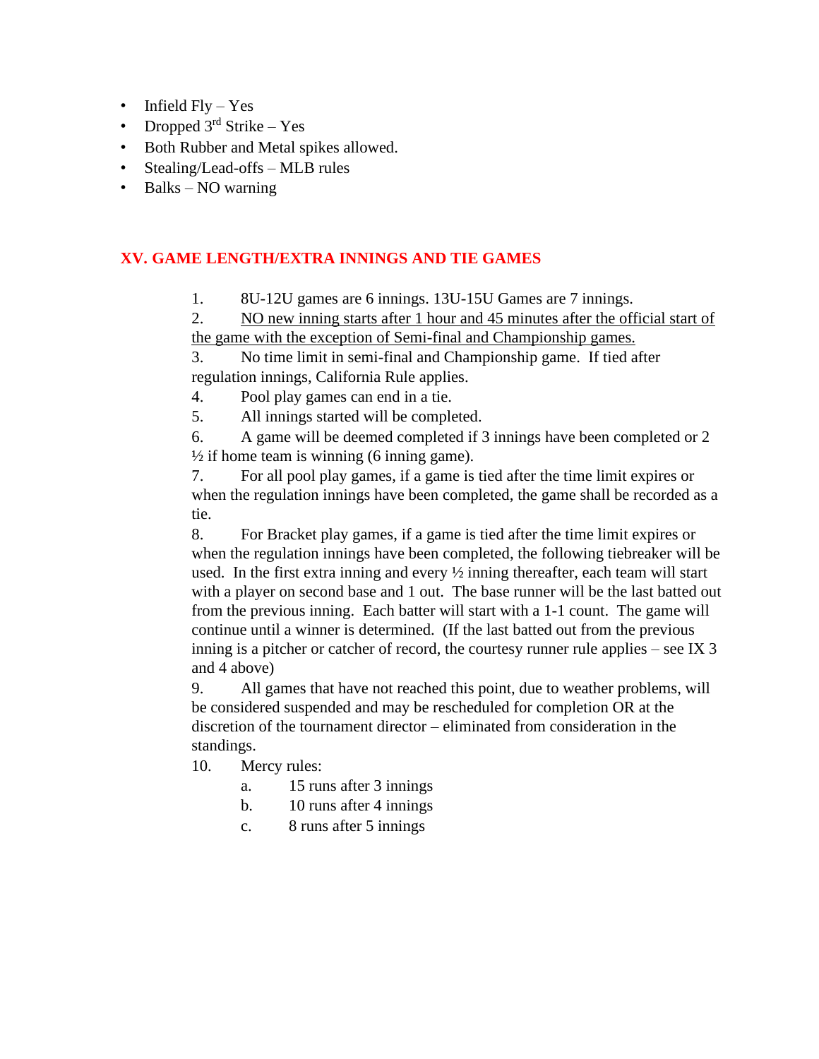- Infield Fly – Yes
- Dropped 3rd Strike – Yes
- Both Rubber and Metal spikes allowed.
- Stealing/Lead-offs – MLB rules
- Balks – NO warning

## XV. GAME LENGTH/EXTRA INNINGS AND TIE GAMES

1. 8U-12U games are 6 innings. 13U-15U Games are 7 innings.
2. <u>NO new inning starts after 1 hour and 45 minutes after the official start of the game with the exception of Semi-final and Championship games.</u>
3. No time limit in semi-final and Championship game. If tied after regulation innings, California Rule applies.
4. Pool play games can end in a tie.
5. All innings started will be completed.
6. A game will be deemed completed if 3 innings have been completed or 2 ½ if home team is winning (6 inning game).
7. For all pool play games, if a game is tied after the time limit expires or when the regulation innings have been completed, the game shall be recorded as a tie.
8. For Bracket play games, if a game is tied after the time limit expires or when the regulation innings have been completed, the following tiebreaker will be used. In the first extra inning and every ½ inning thereafter, each team will start with a player on second base and 1 out. The base runner will be the last batted out from the previous inning. Each batter will start with a 1-1 count. The game will continue until a winner is determined. (If the last batted out from the previous inning is a pitcher or catcher of record, the courtesy runner rule applies – see IX 3 and 4 above)
9. All games that have not reached this point, due to weather problems, will be considered suspended and may be rescheduled for completion OR at the discretion of the tournament director – eliminated from consideration in the standings.
10. Mercy rules:
    a. 15 runs after 3 innings
    b. 10 runs after 4 innings
    c. 8 runs after 5 innings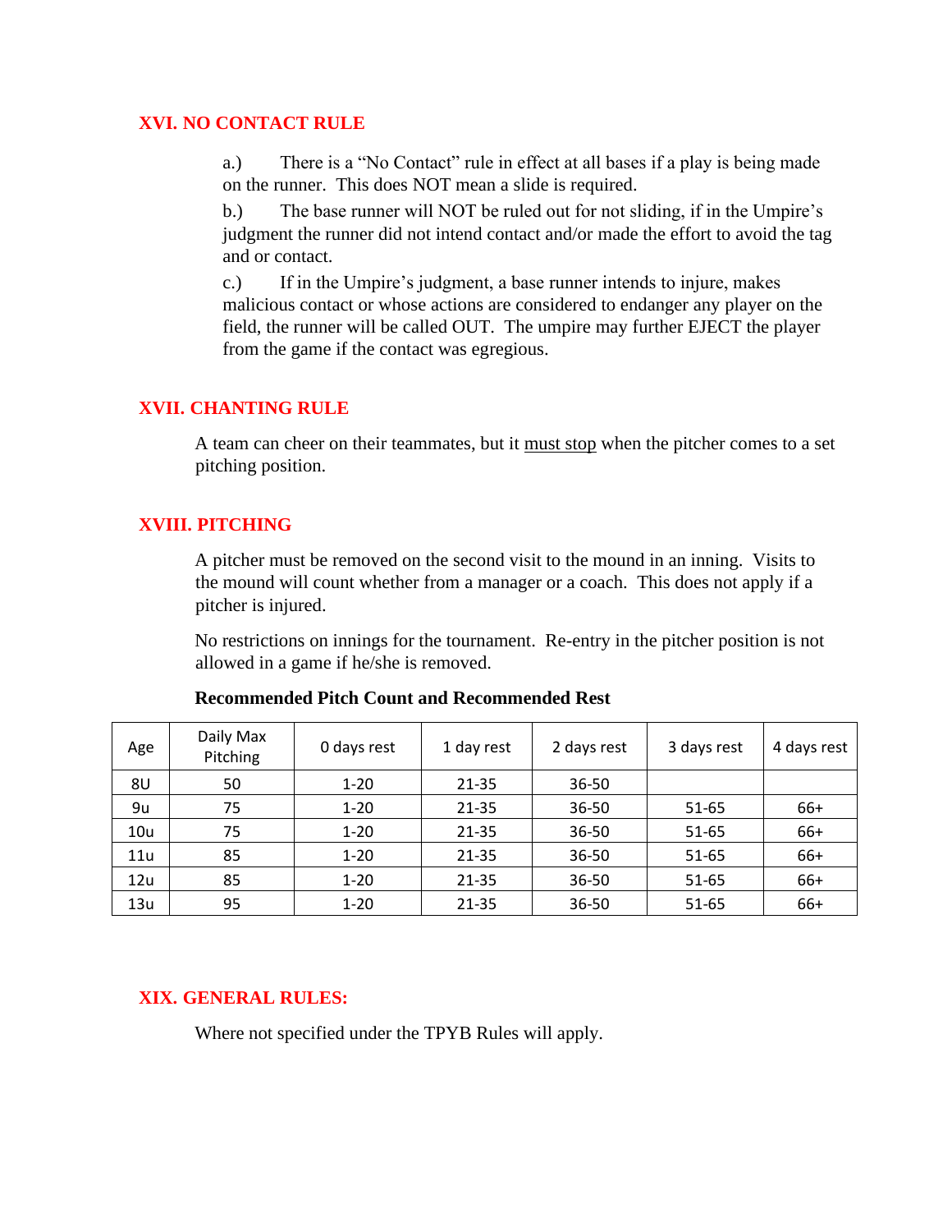## XVI. NO CONTACT RULE

a.) There is a "No Contact" rule in effect at all bases if a play is being made on the runner. This does NOT mean a slide is required.

b.) The base runner will NOT be ruled out for not sliding, if in the Umpire's judgment the runner did not intend contact and/or made the effort to avoid the tag and or contact.

c.) If in the Umpire's judgment, a base runner intends to injure, makes malicious contact or whose actions are considered to endanger any player on the field, the runner will be called OUT. The umpire may further EJECT the player from the game if the contact was egregious.

## XVII. CHANTING RULE

A team can cheer on their teammates, but it must stop when the pitcher comes to a set pitching position.

## XVIII. PITCHING

A pitcher must be removed on the second visit to the mound in an inning. Visits to the mound will count whether from a manager or a coach. This does not apply if a pitcher is injured.

No restrictions on innings for the tournament. Re-entry in the pitcher position is not allowed in a game if he/she is removed.

**Recommended Pitch Count and Recommended Rest**

| Age | Daily Max Pitching | 0 days rest | 1 day rest | 2 days rest | 3 days rest | 4 days rest |
|---|---|---|---|---|---|---|
| 8U | 50 | 1-20 | 21-35 | 36-50 | | |
| 9u | 75 | 1-20 | 21-35 | 36-50 | 51-65 | 66+ |
| 10u | 75 | 1-20 | 21-35 | 36-50 | 51-65 | 66+ |
| 11u | 85 | 1-20 | 21-35 | 36-50 | 51-65 | 66+ |
| 12u | 85 | 1-20 | 21-35 | 36-50 | 51-65 | 66+ |
| 13u | 95 | 1-20 | 21-35 | 36-50 | 51-65 | 66+ |

## XIX. GENERAL RULES:

Where not specified under the TPYB Rules will apply.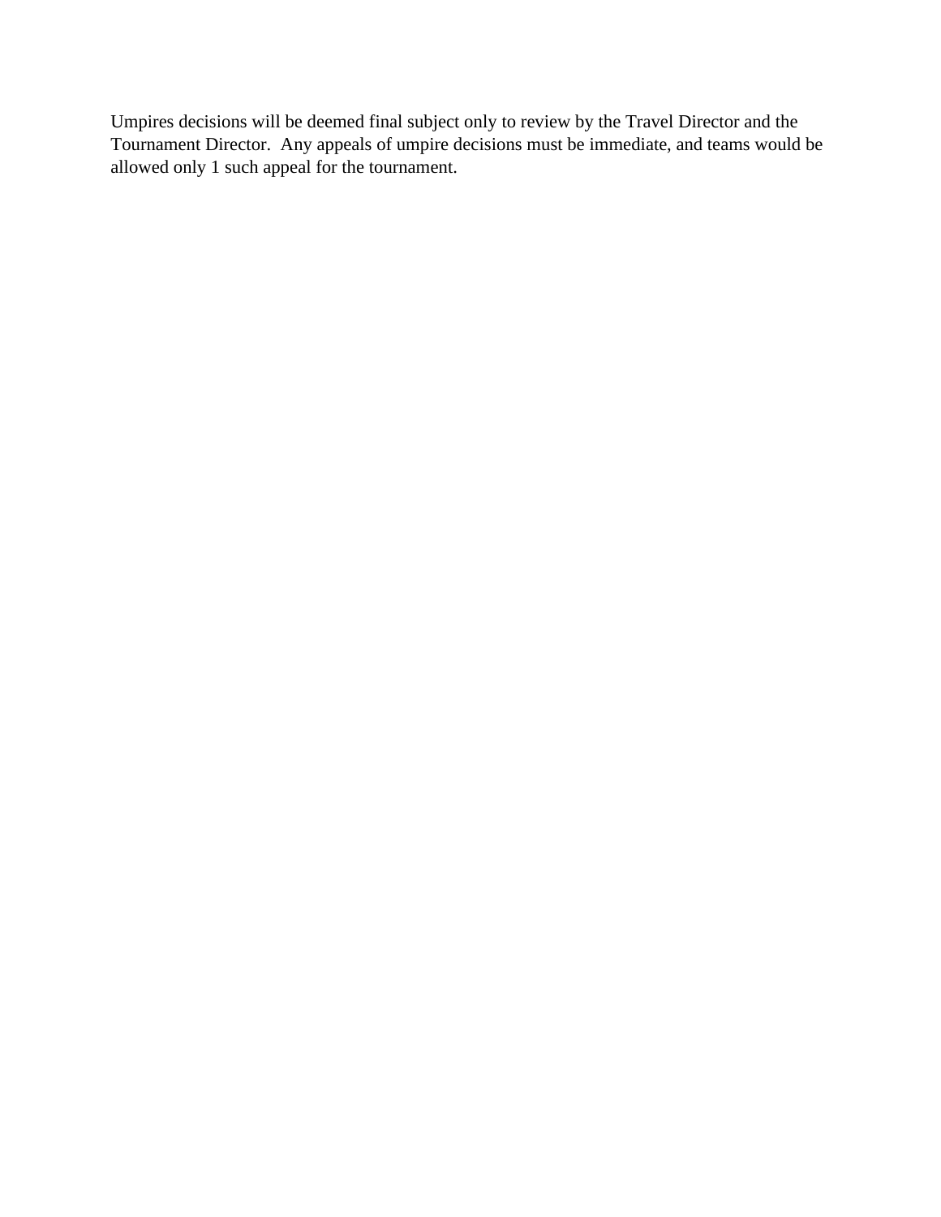Umpires decisions will be deemed final subject only to review by the Travel Director and the Tournament Director.  Any appeals of umpire decisions must be immediate, and teams would be allowed only 1 such appeal for the tournament.